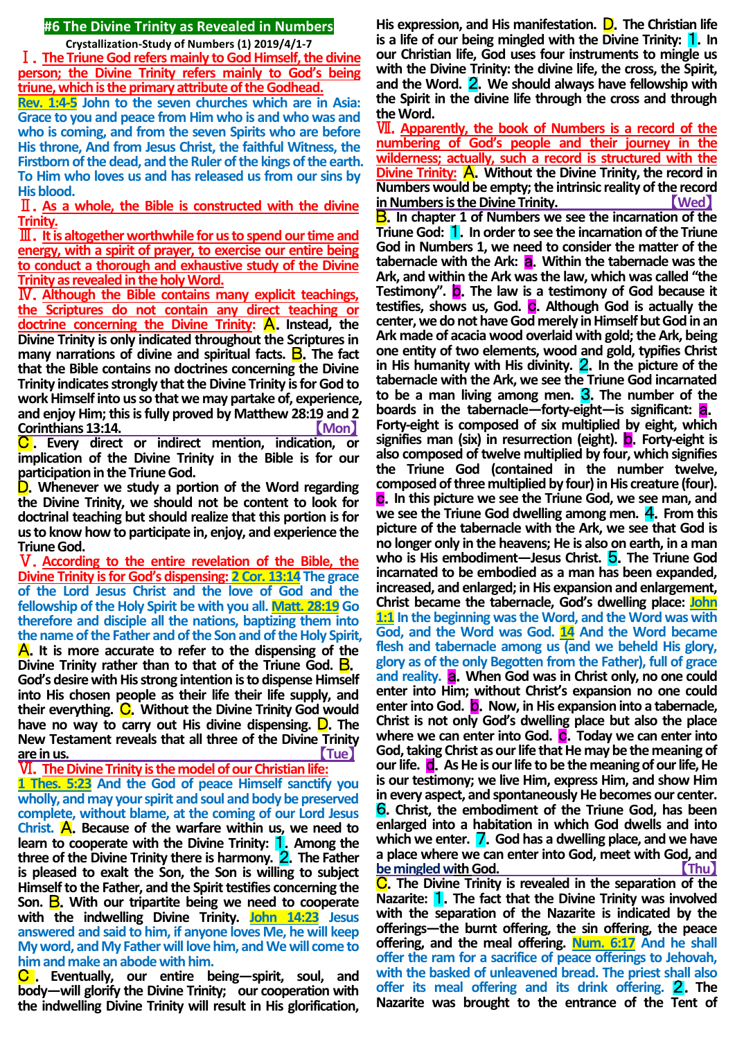# #6 The Divine Trinity as Revealed in Numbers

**Crystallization-Study of Numbers (1) 2019/4/1-7**

**Ⅰ. The Triune God refers mainly to God Himself, the divine person; the Divine Trinity refers mainly to God's being triune, which is the primary attribute of the Godhead.**

**Rev. 1:4-5** John to the seven churches which are in Asia: Grace to you and peace from Him who is and who was and who is coming, and from the seven Spirits who are before His throne, And from Jesus Christ, the faithful Witness, the Firstborn of the dead, and the Ruler of the kings of the earth. To Him who loves us and has released us from our sins by His blood.

**Ⅱ. As a whole, the Bible is constructed with the divine Trinity.**

**Ⅲ. It is altogether worthwhile for us to spend our time and energy, with a spirit of prayer, to exercise our entire being to conduct a thorough and exhaustive study of the Divine Trinity as revealed in the holy Word.**

**Ⅳ. Although the Bible contains many explicit teachings, the Scriptures do not contain any direct teaching or doctrine concerning the Divine Trinity:** A. Instead, the Divine Trinity is only indicated throughout the Scriptures in many narrations of divine and spiritual facts. B. The fact that the Bible contains no doctrines concerning the Divine Trinity indicates strongly that the Divine Trinity is for God to work Himself into us so that we may partake of, experience, and enjoy Him; this is fully proved by Matthew 28:19 and 2 Corinthians 13:14. 【Mon】

C. Every direct or indirect mention, indication, or implication of the Divine Trinity in the Bible is for our participation in the Triune God.

D. Whenever we study a portion of the Word regarding the Divine Trinity, we should not be content to look for doctrinal teaching but should realize that this portion is for us to know how to participate in, enjoy, and experience the Triune God.

**Ⅴ. According to the entire revelation of the Bible, the Divine Trinity is for God's dispensing:** **2 Cor. 13:14** The grace of the Lord Jesus Christ and the love of God and the fellowship of the Holy Spirit be with you all. **Matt. 28:19** Go therefore and disciple all the nations, baptizing them into the name of the Father and of the Son and of the Holy Spirit, A. It is more accurate to refer to the dispensing of the Divine Trinity rather than to that of the Triune God. B. God's desire with His strong intention is to dispense Himself into His chosen people as their life their life supply, and their everything. C. Without the Divine Trinity God would have no way to carry out His divine dispensing. D. The New Testament reveals that all three of the Divine Trinity are in us. 【Tue】

**Ⅵ. The Divine Trinity is the model of our Christian life:**

**1 Thes. 5:23** And the God of peace Himself sanctify you wholly, and may your spirit and soul and body be preserved complete, without blame, at the coming of our Lord Jesus Christ. A. Because of the warfare within us, we need to learn to cooperate with the Divine Trinity: 1. Among the three of the Divine Trinity there is harmony. 2. The Father is pleased to exalt the Son, the Son is willing to subject Himself to the Father, and the Spirit testifies concerning the Son. B. With our tripartite being we need to cooperate with the indwelling Divine Trinity. **John 14:23** Jesus answered and said to him, if anyone loves Me, he will keep My word, and My Father will love him, and We will come to him and make an abode with him.

C. Eventually, our entire being—spirit, soul, and body—will glorify the Divine Trinity; our cooperation with the indwelling Divine Trinity will result in His glorification, His expression, and His manifestation. D. The Christian life is a life of our being mingled with the Divine Trinity: 1. In our Christian life, God uses four instruments to mingle us with the Divine Trinity: the divine life, the cross, the Spirit, and the Word. 2. We should always have fellowship with the Spirit in the divine life through the cross and through the Word.

**Ⅶ. Apparently, the book of Numbers is a record of the numbering of God's people and their journey in the wilderness; actually, such a record is structured with the Divine Trinity:** A. Without the Divine Trinity, the record in Numbers would be empty; the intrinsic reality of the record in Numbers is the Divine Trinity. 【Wed】

B. In chapter 1 of Numbers we see the incarnation of the Triune God: 1. In order to see the incarnation of the Triune God in Numbers 1, we need to consider the matter of the tabernacle with the Ark: a. Within the tabernacle was the Ark, and within the Ark was the law, which was called "the Testimony". b. The law is a testimony of God because it testifies, shows us, God. c. Although God is actually the center, we do not have God merely in Himself but God in an Ark made of acacia wood overlaid with gold; the Ark, being one entity of two elements, wood and gold, typifies Christ in His humanity with His divinity. 2. In the picture of the tabernacle with the Ark, we see the Triune God incarnated to be a man living among men. 3. The number of the boards in the tabernacle—forty-eight—is significant: a. Forty-eight is composed of six multiplied by eight, which signifies man (six) in resurrection (eight). b. Forty-eight is also composed of twelve multiplied by four, which signifies the Triune God (contained in the number twelve, composed of three multiplied by four) in His creature (four). c. In this picture we see the Triune God, we see man, and we see the Triune God dwelling among men. 4. From this picture of the tabernacle with the Ark, we see that God is no longer only in the heavens; He is also on earth, in a man who is His embodiment—Jesus Christ. 5. The Triune God incarnated to be embodied as a man has been expanded, increased, and enlarged; in His expansion and enlargement, Christ became the tabernacle, God's dwelling place: **John 1:1** In the beginning was the Word, and the Word was with God, and the Word was God. **14** And the Word became flesh and tabernacle among us (and we beheld His glory, glory as of the only Begotten from the Father), full of grace and reality. a. When God was in Christ only, no one could enter into Him; without Christ's expansion no one could enter into God. b. Now, in His expansion into a tabernacle, Christ is not only God's dwelling place but also the place where we can enter into God. c. Today we can enter into God, taking Christ as our life that He may be the meaning of our life. d. As He is our life to be the meaning of our life, He is our testimony; we live Him, express Him, and show Him in every aspect, and spontaneously He becomes our center. 6. Christ, the embodiment of the Triune God, has been enlarged into a habitation in which God dwells and into which we enter. 7. God has a dwelling place, and we have a place where we can enter into God, meet with God, and be mingled with God. 【Thu】

C. The Divine Trinity is revealed in the separation of the Nazarite: 1. The fact that the Divine Trinity was involved with the separation of the Nazarite is indicated by the offerings—the burnt offering, the sin offering, the peace offering, and the meal offering. **Num. 6:17** And he shall offer the ram for a sacrifice of peace offerings to Jehovah, with the basked of unleavened bread. The priest shall also offer its meal offering and its drink offering. 2. The Nazarite was brought to the entrance of the Tent of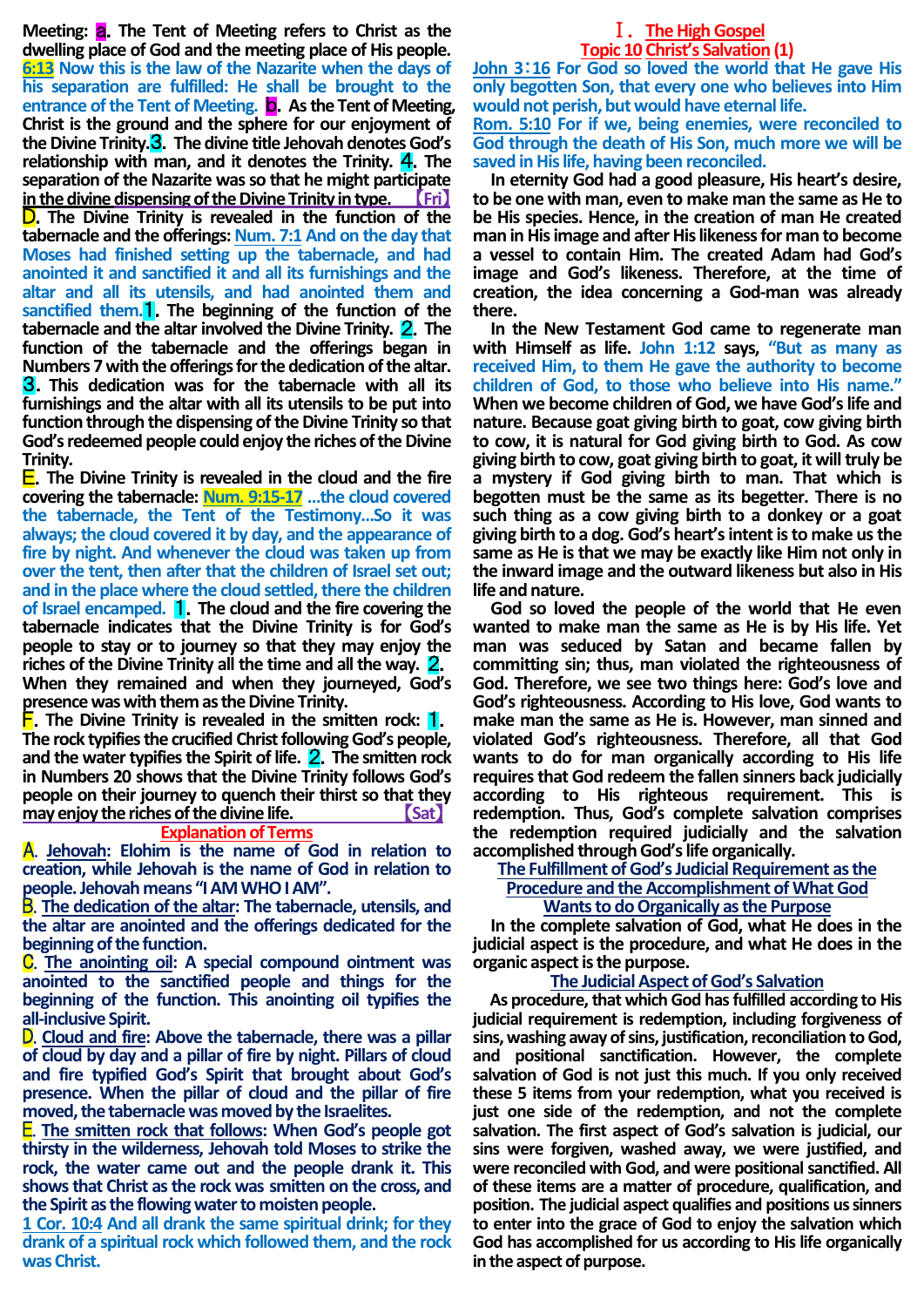**Meeting:** **a. The Tent of Meeting refers to Christ as the dwelling place of God and the meeting place of His people. 6:13 Now this is the law of the Nazarite when the days of his separation are fulfilled: He shall be brought to the entrance of the Tent of Meeting. b. As the Tent of Meeting, Christ is the ground and the sphere for our enjoyment of the Divine Trinity. 3. The divine title Jehovah denotes God's relationship with man, and it denotes the Trinity. 4. The separation of the Nazarite was so that he might participate in the divine dispensing of the Divine Trinity in type.** 【Fri】

**D. The Divine Trinity is revealed in the function of the tabernacle and the offerings: Num. 7:1 And on the day that Moses had finished setting up the tabernacle, and had anointed it and sanctified it and all its furnishings and the altar and all its utensils, and had anointed them and sanctified them. 1. The beginning of the function of the tabernacle and the altar involved the Divine Trinity. 2. The function of the tabernacle and the offerings began in Numbers 7 with the offerings for the dedication of the altar. 3. This dedication was for the tabernacle with all its furnishings and the altar with all its utensils to be put into function through the dispensing of the Divine Trinity so that God's redeemed people could enjoy the riches of the Divine Trinity.**

**E. The Divine Trinity is revealed in the cloud and the fire covering the tabernacle: Num. 9:15-17 ...the cloud covered the tabernacle, the Tent of the Testimony...So it was always; the cloud covered it by day, and the appearance of fire by night. And whenever the cloud was taken up from over the tent, then after that the children of Israel set out; and in the place where the cloud settled, there the children of Israel encamped. 1. The cloud and the fire covering the tabernacle indicates that the Divine Trinity is for God's people to stay or to journey so that they may enjoy the riches of the Divine Trinity all the time and all the way. 2. When they remained and when they journeyed, God's presence was with them as the Divine Trinity.**

**F. The Divine Trinity is revealed in the smitten rock: 1. The rock typifies the crucified Christ following God's people, and the water typifies the Spirit of life. 2. The smitten rock in Numbers 20 shows that the Divine Trinity follows God's people on their journey to quench their thirst so that they may enjoy the riches of the divine life.** 【Sat】

## Explanation of Terms

**A. Jehovah: Elohim is the name of God in relation to creation, while Jehovah is the name of God in relation to people. Jehovah means "I AM WHO I AM".**

**B. The dedication of the altar: The tabernacle, utensils, and the altar are anointed and the offerings dedicated for the beginning of the function.**

**C. The anointing oil: A special compound ointment was anointed to the sanctified people and things for the beginning of the function. This anointing oil typifies the all-inclusive Spirit.**

**D. Cloud and fire: Above the tabernacle, there was a pillar of cloud by day and a pillar of fire by night. Pillars of cloud and fire typified God's Spirit that brought about God's presence. When the pillar of cloud and the pillar of fire moved, the tabernacle was moved by the Israelites.**

**E. The smitten rock that follows: When God's people got thirsty in the wilderness, Jehovah told Moses to strike the rock, the water came out and the people drank it. This shows that Christ as the rock was smitten on the cross, and the Spirit as the flowing water to moisten people.**

**1 Cor. 10:4 And all drank the same spiritual drink; for they drank of a spiritual rock which followed them, and the rock was Christ.**

# Ⅰ. The High Gospel

## Topic 10 Christ's Salvation (1)

**John 3:16 For God so loved the world that He gave His only begotten Son, that every one who believes into Him would not perish, but would have eternal life.**

**Rom. 5:10 For if we, being enemies, were reconciled to God through the death of His Son, much more we will be saved in His life, having been reconciled.**

**In eternity God had a good pleasure, His heart's desire, to be one with man, even to make man the same as He to be His species. Hence, in the creation of man He created man in His image and after His likeness for man to become a vessel to contain Him. The created Adam had God's image and God's likeness. Therefore, at the time of creation, the idea concerning a God-man was already there.**

**In the New Testament God came to regenerate man with Himself as life. John 1:12 says, "But as many as received Him, to them He gave the authority to become children of God, to those who believe into His name." When we become children of God, we have God's life and nature. Because goat giving birth to goat, cow giving birth to cow, it is natural for God giving birth to God. As cow giving birth to cow, goat giving birth to goat, it will truly be a mystery if God giving birth to man. That which is begotten must be the same as its begetter. There is no such thing as a cow giving birth to a donkey or a goat giving birth to a dog. God's heart's intent is to make us the same as He is that we may be exactly like Him not only in the inward image and the outward likeness but also in His life and nature.**

**God so loved the people of the world that He even wanted to make man the same as He is by His life. Yet man was seduced by Satan and became fallen by committing sin; thus, man violated the righteousness of God. Therefore, we see two things here: God's love and God's righteousness. According to His love, God wants to make man the same as He is. However, man sinned and violated God's righteousness. Therefore, all that God wants to do for man organically according to His life requires that God redeem the fallen sinners back judicially according to His righteous requirement. This is redemption. Thus, God's complete salvation comprises the redemption required judicially and the salvation accomplished through God's life organically.**

### The Fulfillment of God's Judicial Requirement as the Procedure and the Accomplishment of What God Wants to do Organically as the Purpose

**In the complete salvation of God, what He does in the judicial aspect is the procedure, and what He does in the organic aspect is the purpose.**

### The Judicial Aspect of God's Salvation

**As procedure, that which God has fulfilled according to His judicial requirement is redemption, including forgiveness of sins, washing away of sins, justification, reconciliation to God, and positional sanctification. However, the complete salvation of God is not just this much. If you only received these 5 items from your redemption, what you received is just one side of the redemption, and not the complete salvation. The first aspect of God's salvation is judicial, our sins were forgiven, washed away, we were justified, and were reconciled with God, and were positional sanctified. All of these items are a matter of procedure, qualification, and position. The judicial aspect qualifies and positions us sinners to enter into the grace of God to enjoy the salvation which God has accomplished for us according to His life organically in the aspect of purpose.**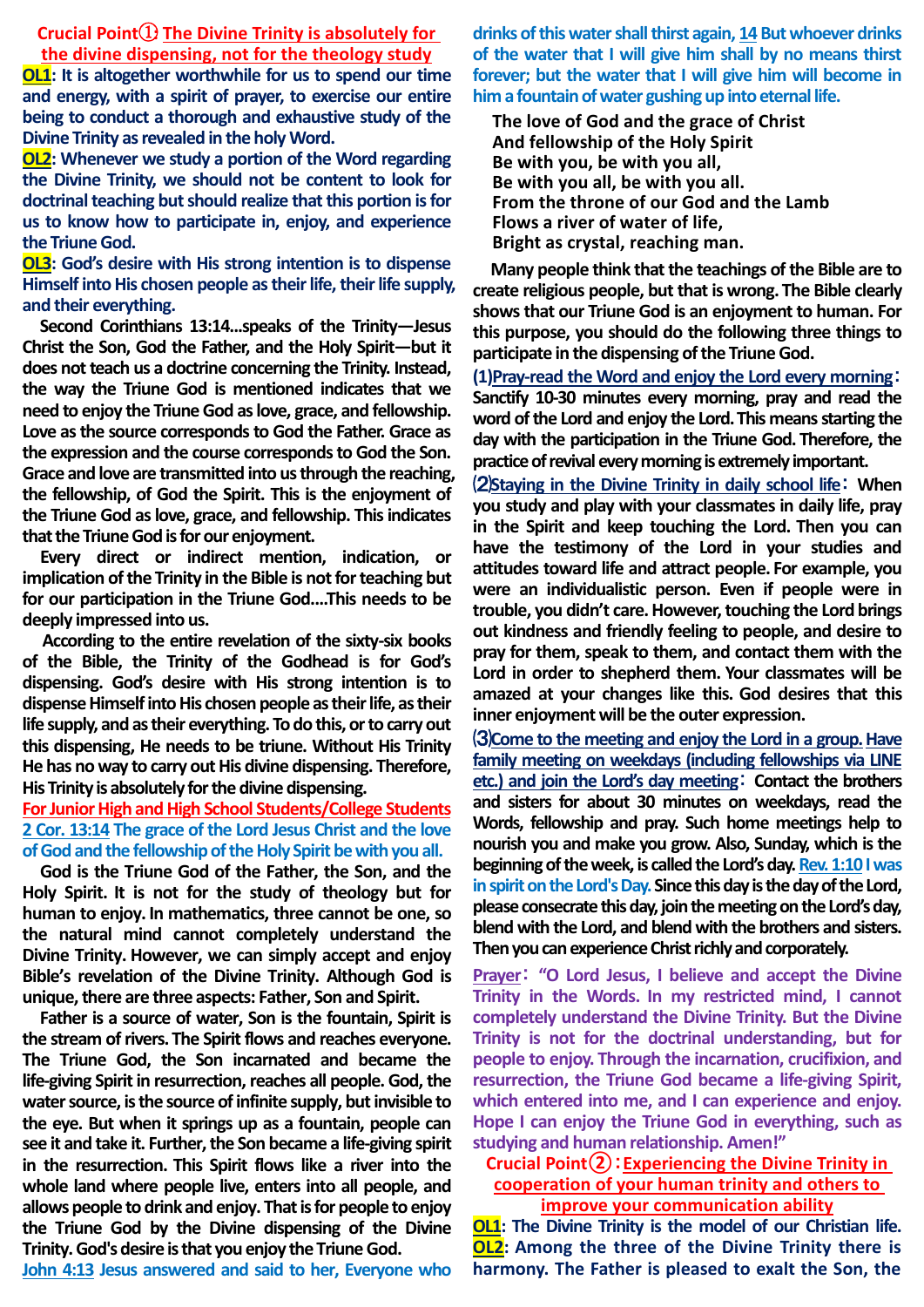## Crucial Point①: The Divine Trinity is absolutely for the divine dispensing, not for the theology study

**OL1: It is altogether worthwhile for us to spend our time and energy, with a spirit of prayer, to exercise our entire being to conduct a thorough and exhaustive study of the Divine Trinity as revealed in the holy Word.**

**OL2: Whenever we study a portion of the Word regarding the Divine Trinity, we should not be content to look for doctrinal teaching but should realize that this portion is for us to know how to participate in, enjoy, and experience the Triune God.**

**OL3: God's desire with His strong intention is to dispense Himself into His chosen people as their life, their life supply, and their everything.**

Second Corinthians 13:14…speaks of the Trinity—Jesus Christ the Son, God the Father, and the Holy Spirit—but it does not teach us a doctrine concerning the Trinity. Instead, the way the Triune God is mentioned indicates that we need to enjoy the Triune God as love, grace, and fellowship. Love as the source corresponds to God the Father. Grace as the expression and the course corresponds to God the Son. Grace and love are transmitted into us through the reaching, the fellowship, of God the Spirit. This is the enjoyment of the Triune God as love, grace, and fellowship. This indicates that the Triune God is for our enjoyment.

Every direct or indirect mention, indication, or implication of the Trinity in the Bible is not for teaching but for our participation in the Triune God.…This needs to be deeply impressed into us.

According to the entire revelation of the sixty-six books of the Bible, the Trinity of the Godhead is for God's dispensing. God's desire with His strong intention is to dispense Himself into His chosen people as their life, as their life supply, and as their everything. To do this, or to carry out this dispensing, He needs to be triune. Without His Trinity He has no way to carry out His divine dispensing. Therefore, His Trinity is absolutely for the divine dispensing.

**For Junior High and High School Students/College Students**

**2 Cor. 13:14 The grace of the Lord Jesus Christ and the love of God and the fellowship of the Holy Spirit be with you all.**

God is the Triune God of the Father, the Son, and the Holy Spirit. It is not for the study of theology but for human to enjoy. In mathematics, three cannot be one, so the natural mind cannot completely understand the Divine Trinity. However, we can simply accept and enjoy Bible's revelation of the Divine Trinity. Although God is unique, there are three aspects: Father, Son and Spirit.

Father is a source of water, Son is the fountain, Spirit is the stream of rivers. The Spirit flows and reaches everyone. The Triune God, the Son incarnated and became the life-giving Spirit in resurrection, reaches all people. God, the water source, is the source of infinite supply, but invisible to the eye. But when it springs up as a fountain, people can see it and take it. Further, the Son became a life-giving spirit in the resurrection. This Spirit flows like a river into the whole land where people live, enters into all people, and allows people to drink and enjoy. That is for people to enjoy the Triune God by the Divine dispensing of the Divine Trinity. God's desire is that you enjoy the Triune God.

**John 4:13 Jesus answered and said to her, Everyone who drinks of this water shall thirst again, 14 But whoever drinks of the water that I will give him shall by no means thirst forever; but the water that I will give him will become in him a fountain of water gushing up into eternal life.**

The love of God and the grace of Christ
And fellowship of the Holy Spirit
Be with you, be with you all,
Be with you all, be with you all.
From the throne of our God and the Lamb
Flows a river of water of life,
Bright as crystal, reaching man.

Many people think that the teachings of the Bible are to create religious people, but that is wrong. The Bible clearly shows that our Triune God is an enjoyment to human. For this purpose, you should do the following three things to participate in the dispensing of the Triune God.

**(1)Pray-read the Word and enjoy the Lord every morning**: Sanctify 10-30 minutes every morning, pray and read the word of the Lord and enjoy the Lord. This means starting the day with the participation in the Triune God. Therefore, the practice of revival every morning is extremely important.

**⑵Staying in the Divine Trinity in daily school life**: When you study and play with your classmates in daily life, pray in the Spirit and keep touching the Lord. Then you can have the testimony of the Lord in your studies and attitudes toward life and attract people. For example, you were an individualistic person. Even if people were in trouble, you didn't care. However, touching the Lord brings out kindness and friendly feeling to people, and desire to pray for them, speak to them, and contact them with the Lord in order to shepherd them. Your classmates will be amazed at your changes like this. God desires that this inner enjoyment will be the outer expression.

**⑶Come to the meeting and enjoy the Lord in a group. Have family meeting on weekdays (including fellowships via LINE etc.) and join the Lord's day meeting**: Contact the brothers and sisters for about 30 minutes on weekdays, read the Words, fellowship and pray. Such home meetings help to nourish you and make you grow. Also, Sunday, which is the beginning of the week, is called the Lord's day. **Rev. 1:10 I was in spirit on the Lord's Day.** Since this day is the day of the Lord, please consecrate this day, join the meeting on the Lord's day, blend with the Lord, and blend with the brothers and sisters. Then you can experience Christ richly and corporately.

**Prayer: "O Lord Jesus, I believe and accept the Divine Trinity in the Words. In my restricted mind, I cannot completely understand the Divine Trinity. But the Divine Trinity is not for the doctrinal understanding, but for people to enjoy. Through the incarnation, crucifixion, and resurrection, the Triune God became a life-giving Spirit, which entered into me, and I can experience and enjoy. Hope I can enjoy the Triune God in everything, such as studying and human relationship. Amen!"**

## Crucial Point②: Experiencing the Divine Trinity in cooperation of your human trinity and others to improve your communication ability

**OL1: The Divine Trinity is the model of our Christian life.**

**OL2: Among the three of the Divine Trinity there is harmony. The Father is pleased to exalt the Son, the**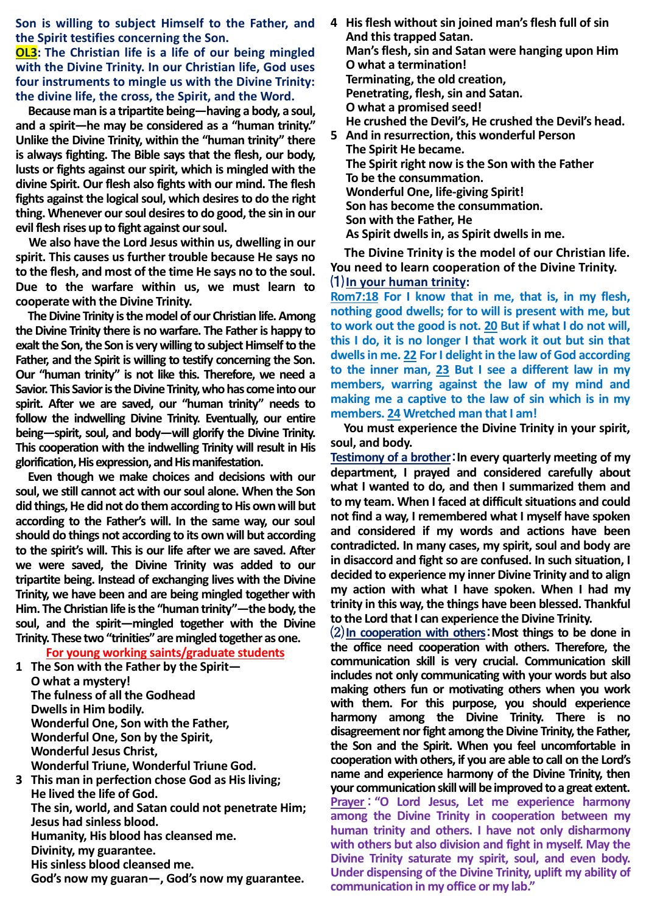**Son is willing to subject Himself to the Father, and the Spirit testifies concerning the Son.**

**OL3: The Christian life is a life of our being mingled with the Divine Trinity. In our Christian life, God uses four instruments to mingle us with the Divine Trinity: the divine life, the cross, the Spirit, and the Word.**

Because man is a tripartite being—having a body, a soul, and a spirit—he may be considered as a "human trinity." Unlike the Divine Trinity, within the "human trinity" there is always fighting. The Bible says that the flesh, our body, lusts or fights against our spirit, which is mingled with the divine Spirit. Our flesh also fights with our mind. The flesh fights against the logical soul, which desires to do the right thing. Whenever our soul desires to do good, the sin in our evil flesh rises up to fight against our soul.

We also have the Lord Jesus within us, dwelling in our spirit. This causes us further trouble because He says no to the flesh, and most of the time He says no to the soul. Due to the warfare within us, we must learn to cooperate with the Divine Trinity.

The Divine Trinity is the model of our Christian life. Among the Divine Trinity there is no warfare. The Father is happy to exalt the Son, the Son is very willing to subject Himself to the Father, and the Spirit is willing to testify concerning the Son. Our "human trinity" is not like this. Therefore, we need a Savior. This Savior is the Divine Trinity, who has come into our spirit. After we are saved, our "human trinity" needs to follow the indwelling Divine Trinity. Eventually, our entire being—spirit, soul, and body—will glorify the Divine Trinity. This cooperation with the indwelling Trinity will result in His glorification, His expression, and His manifestation.

Even though we make choices and decisions with our soul, we still cannot act with our soul alone. When the Son did things, He did not do them according to His own will but according to the Father's will. In the same way, our soul should do things not according to its own will but according to the spirit's will. This is our life after we are saved. After we were saved, the Divine Trinity was added to our tripartite being. Instead of exchanging lives with the Divine Trinity, we have been and are being mingled together with Him. The Christian life is the "human trinity"—the body, the soul, and the spirit—mingled together with the Divine Trinity. These two "trinities" are mingled together as one.

**For young working saints/graduate students**

1 The Son with the Father by the Spirit—
O what a mystery!
The fulness of all the Godhead
Dwells in Him bodily.
Wonderful One, Son with the Father,
Wonderful One, Son by the Spirit,
Wonderful Jesus Christ,
Wonderful Triune, Wonderful Triune God.

3 This man in perfection chose God as His living;
He lived the life of God.
The sin, world, and Satan could not penetrate Him;
Jesus had sinless blood.
Humanity, His blood has cleansed me.
Divinity, my guarantee.
His sinless blood cleansed me.
God's now my guaran—, God's now my guarantee.

4 His flesh without sin joined man's flesh full of sin
And this trapped Satan.
Man's flesh, sin and Satan were hanging upon Him
O what a termination!
Terminating, the old creation,
Penetrating, flesh, sin and Satan.
O what a promised seed!
He crushed the Devil's, He crushed the Devil's head.

5 And in resurrection, this wonderful Person
The Spirit He became.
The Spirit right now is the Son with the Father
To be the consummation.
Wonderful One, life-giving Spirit!
Son has become the consummation.
Son with the Father, He
As Spirit dwells in, as Spirit dwells in me.

The Divine Trinity is the model of our Christian life. You need to learn cooperation of the Divine Trinity.

**(1) In your human trinity:**

**Rom7:18 For I know that in me, that is, in my flesh, nothing good dwells; for to will is present with me, but to work out the good is not. 20 But if what I do not will, this I do, it is no longer I that work it out but sin that dwells in me. 22 For I delight in the law of God according to the inner man, 23 But I see a different law in my members, warring against the law of my mind and making me a captive to the law of sin which is in my members. 24 Wretched man that I am!**

You must experience the Divine Trinity in your spirit, soul, and body.

**Testimony of a brother:** In every quarterly meeting of my department, I prayed and considered carefully about what I wanted to do, and then I summarized them and to my team. When I faced at difficult situations and could not find a way, I remembered what I myself have spoken and considered if my words and actions have been contradicted. In many cases, my spirit, soul and body are in disaccord and fight so are confused. In such situation, I decided to experience my inner Divine Trinity and to align my action with what I have spoken. When I had my trinity in this way, the things have been blessed. Thankful to the Lord that I can experience the Divine Trinity.

**(2) In cooperation with others:** Most things to be done in the office need cooperation with others. Therefore, the communication skill is very crucial. Communication skill includes not only communicating with your words but also making others fun or motivating others when you work with them. For this purpose, you should experience harmony among the Divine Trinity. There is no disagreement nor fight among the Divine Trinity, the Father, the Son and the Spirit. When you feel uncomfortable in cooperation with others, if you are able to call on the Lord's name and experience harmony of the Divine Trinity, then your communication skill will be improved to a great extent.

**Prayer: "O Lord Jesus, Let me experience harmony among the Divine Trinity in cooperation between my human trinity and others. I have not only disharmony with others but also division and fight in myself. May the Divine Trinity saturate my spirit, soul, and even body. Under dispensing of the Divine Trinity, uplift my ability of communication in my office or my lab."**